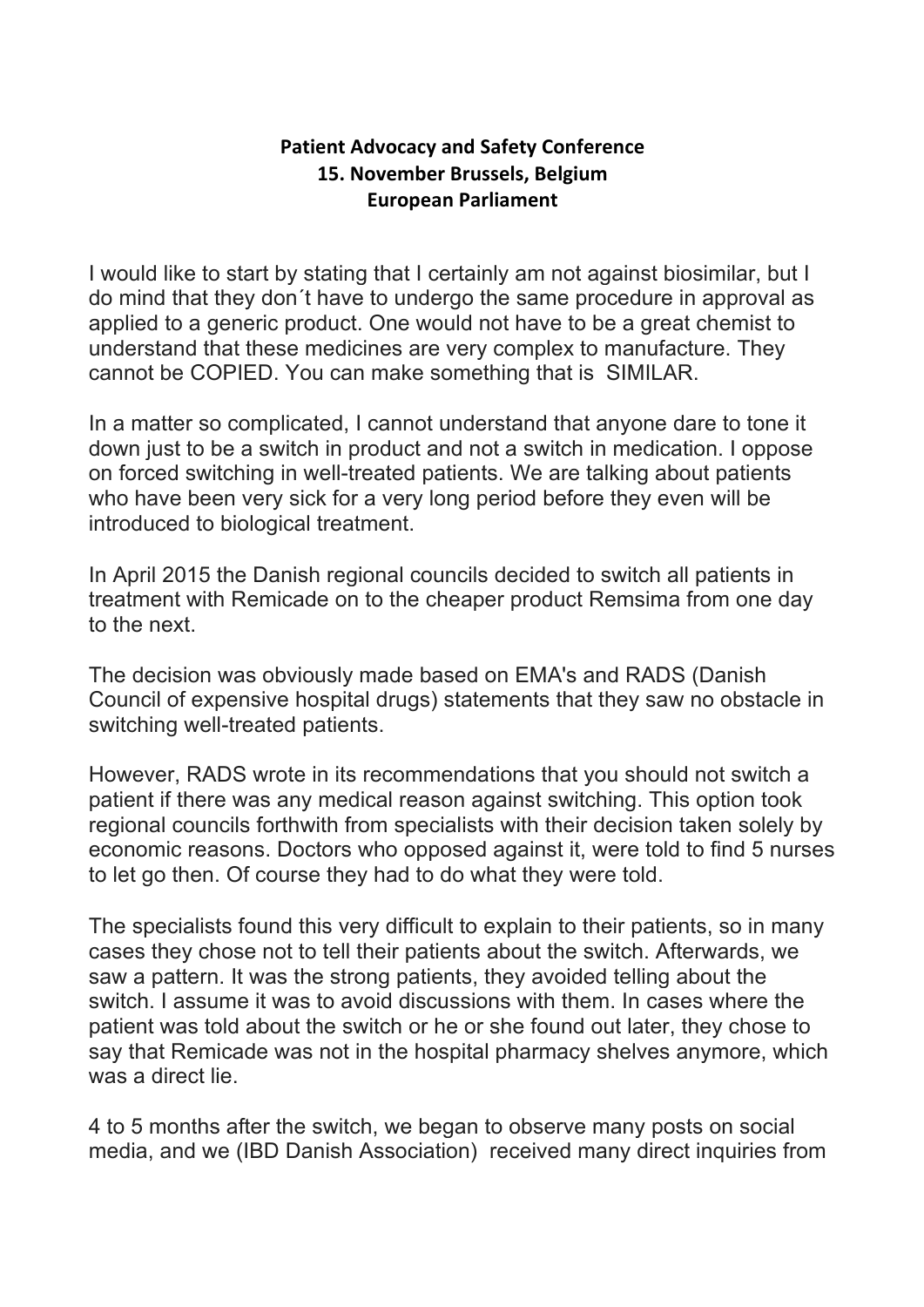**Patient Advocacy and Safety Conference**
**15. November Brussels, Belgium**
**European Parliament**

I would like to start by stating that I certainly am not against biosimilar, but I do mind that they don´t have to undergo the same procedure in approval as applied to a generic product. One would not have to be a great chemist to understand that these medicines are very complex to manufacture. They cannot be COPIED. You can make something that is SIMILAR.

In a matter so complicated, I cannot understand that anyone dare to tone it down just to be a switch in product and not a switch in medication. I oppose on forced switching in well-treated patients. We are talking about patients who have been very sick for a very long period before they even will be introduced to biological treatment.

In April 2015 the Danish regional councils decided to switch all patients in treatment with Remicade on to the cheaper product Remsima from one day to the next.

The decision was obviously made based on EMA's and RADS (Danish Council of expensive hospital drugs) statements that they saw no obstacle in switching well-treated patients.

However, RADS wrote in its recommendations that you should not switch a patient if there was any medical reason against switching. This option took regional councils forthwith from specialists with their decision taken solely by economic reasons. Doctors who opposed against it, were told to find 5 nurses to let go then. Of course they had to do what they were told.

The specialists found this very difficult to explain to their patients, so in many cases they chose not to tell their patients about the switch. Afterwards, we saw a pattern. It was the strong patients, they avoided telling about the switch. I assume it was to avoid discussions with them. In cases where the patient was told about the switch or he or she found out later, they chose to say that Remicade was not in the hospital pharmacy shelves anymore, which was a direct lie.

4 to 5 months after the switch, we began to observe many posts on social media, and we (IBD Danish Association) received many direct inquiries from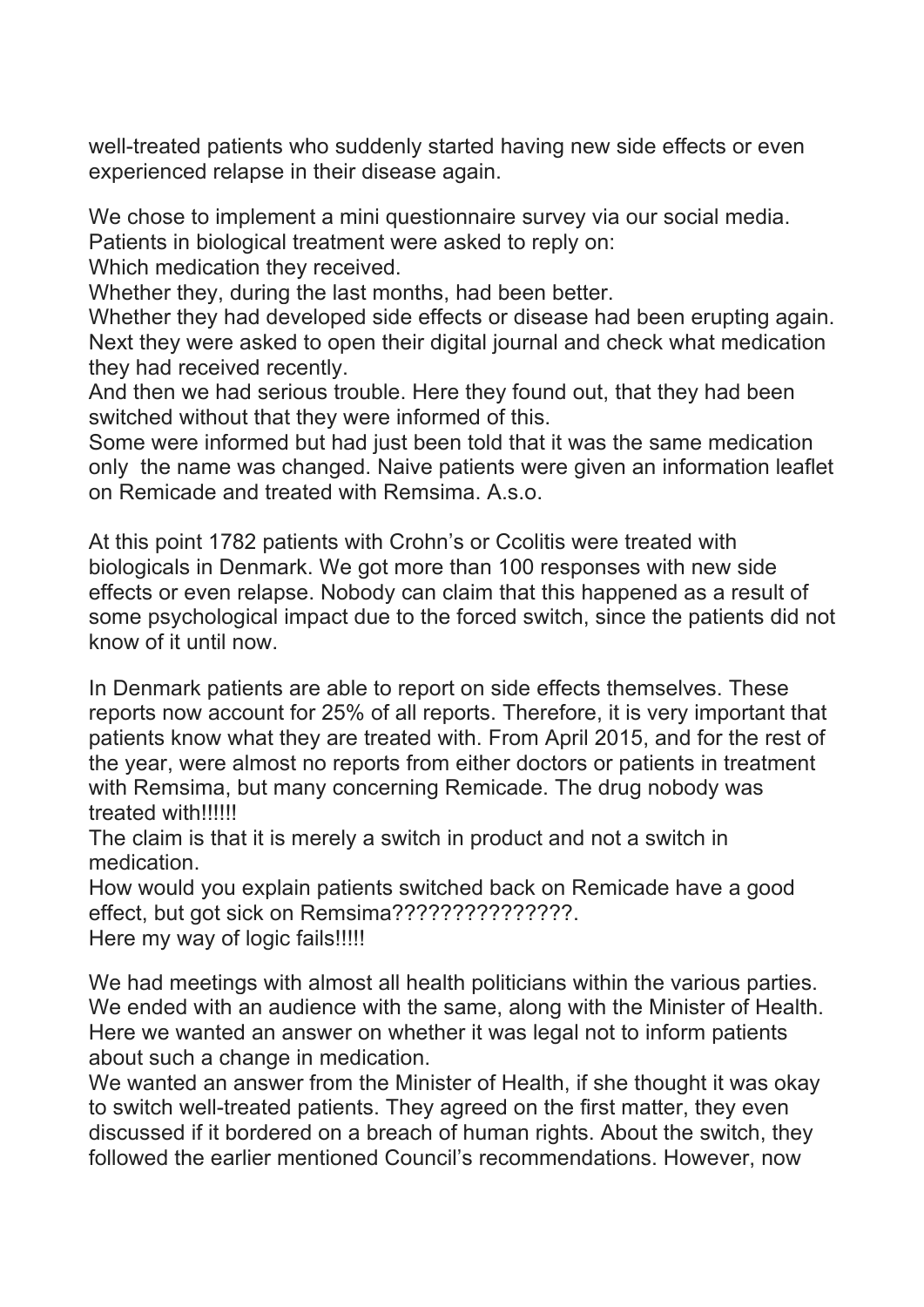well-treated patients who suddenly started having new side effects or even experienced relapse in their disease again.

We chose to implement a mini questionnaire survey via our social media. Patients in biological treatment were asked to reply on:
Which medication they received.
Whether they, during the last months, had been better.
Whether they had developed side effects or disease had been erupting again.
Next they were asked to open their digital journal and check what medication they had received recently.
And then we had serious trouble. Here they found out, that they had been switched without that they were informed of this.
Some were informed but had just been told that it was the same medication only the name was changed. Naive patients were given an information leaflet on Remicade and treated with Remsima. A.s.o.

At this point 1782 patients with Crohn's or Ccolitis were treated with biologicals in Denmark. We got more than 100 responses with new side effects or even relapse. Nobody can claim that this happened as a result of some psychological impact due to the forced switch, since the patients did not know of it until now.

In Denmark patients are able to report on side effects themselves. These reports now account for 25% of all reports. Therefore, it is very important that patients know what they are treated with. From April 2015, and for the rest of the year, were almost no reports from either doctors or patients in treatment with Remsima, but many concerning Remicade. The drug nobody was treated with!!!!!!
The claim is that it is merely a switch in product and not a switch in medication.
How would you explain patients switched back on Remicade have a good effect, but got sick on Remsima???????????????.
Here my way of logic fails!!!!!

We had meetings with almost all health politicians within the various parties. We ended with an audience with the same, along with the Minister of Health. Here we wanted an answer on whether it was legal not to inform patients about such a change in medication.
We wanted an answer from the Minister of Health, if she thought it was okay to switch well-treated patients. They agreed on the first matter, they even discussed if it bordered on a breach of human rights. About the switch, they followed the earlier mentioned Council's recommendations. However, now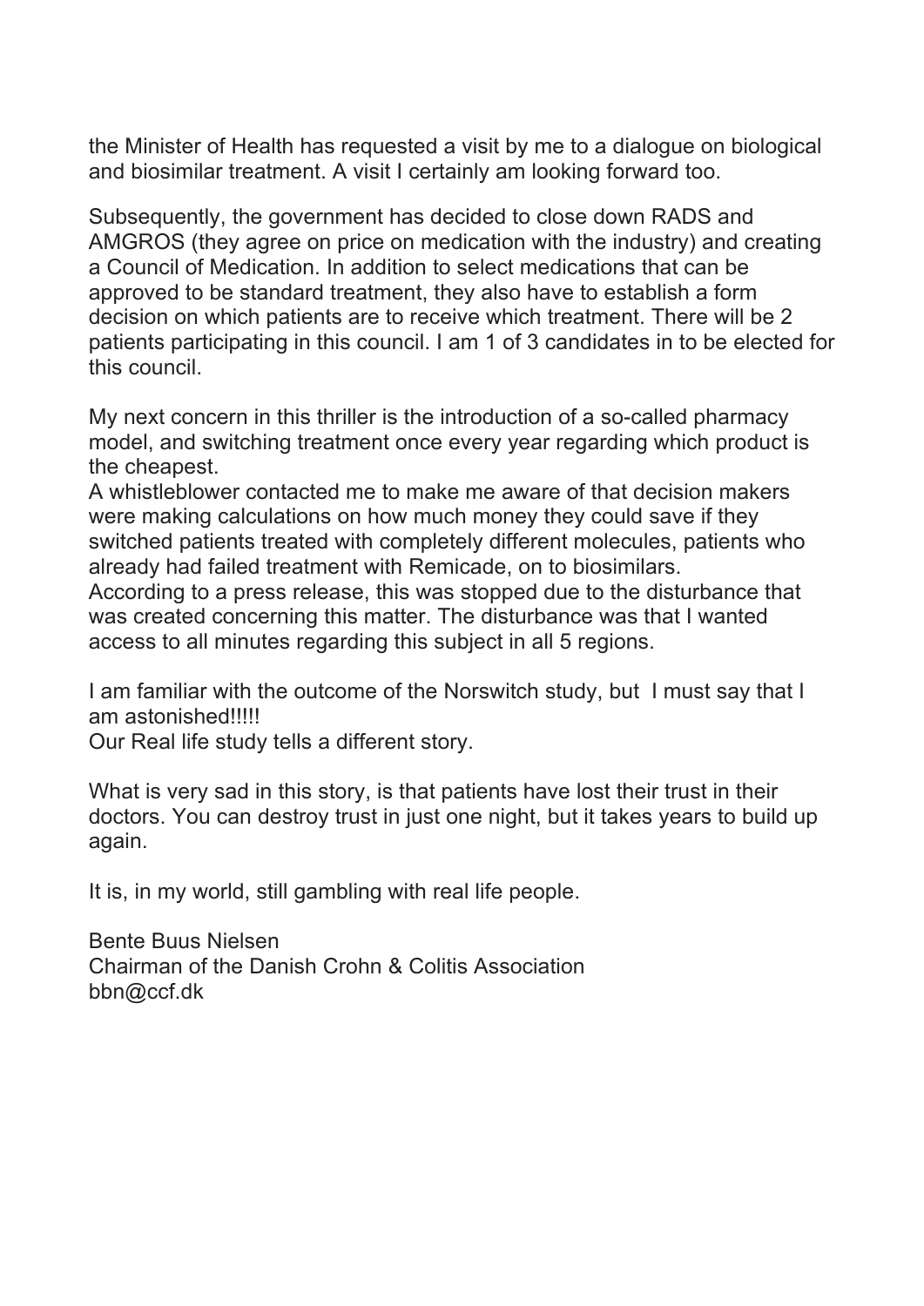the Minister of Health has requested a visit by me to a dialogue on biological and biosimilar treatment. A visit I certainly am looking forward too.

Subsequently, the government has decided to close down RADS and AMGROS (they agree on price on medication with the industry) and creating a Council of Medication. In addition to select medications that can be approved to be standard treatment, they also have to establish a form decision on which patients are to receive which treatment. There will be 2 patients participating in this council. I am 1 of 3 candidates in to be elected for this council.

My next concern in this thriller is the introduction of a so-called pharmacy model, and switching treatment once every year regarding which product is the cheapest.
A whistleblower contacted me to make me aware of that decision makers were making calculations on how much money they could save if they switched patients treated with completely different molecules, patients who already had failed treatment with Remicade, on to biosimilars.
According to a press release, this was stopped due to the disturbance that was created concerning this matter. The disturbance was that I wanted access to all minutes regarding this subject in all 5 regions.

I am familiar with the outcome of the Norswitch study, but I must say that I am astonished!!!!!
Our Real life study tells a different story.

What is very sad in this story, is that patients have lost their trust in their doctors. You can destroy trust in just one night, but it takes years to build up again.

It is, in my world, still gambling with real life people.

Bente Buus Nielsen
Chairman of the Danish Crohn & Colitis Association
bbn@ccf.dk